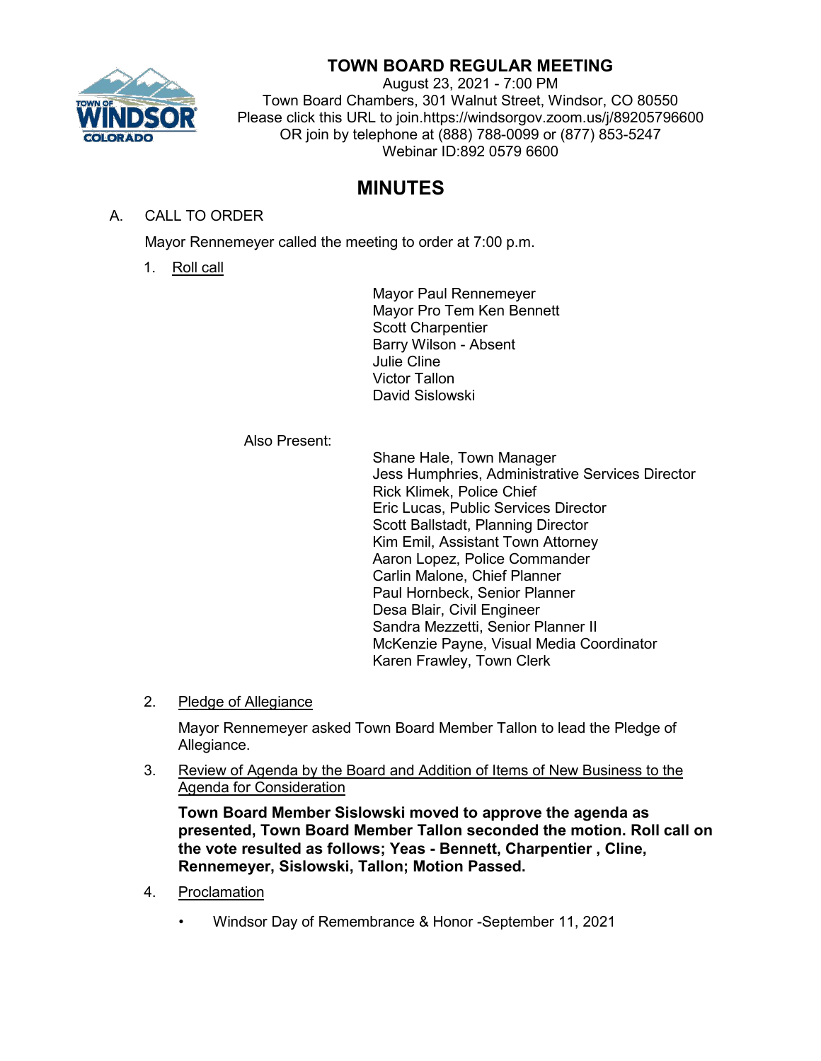# TOWN BOARD REGULAR MEETING

August 23, 2021 - 7:00 PM
Town Board Chambers, 301 Walnut Street, Windsor, CO 80550
Please click this URL to join.https://windsorgov.zoom.us/j/89205796600
OR join by telephone at (888) 788-0099 or (877) 853-5247
Webinar ID:892 0579 6600

## MINUTES

A. CALL TO ORDER

Mayor Rennemeyer called the meeting to order at 7:00 p.m.

1. Roll call

Mayor Paul Rennemeyer
Mayor Pro Tem Ken Bennett
Scott Charpentier
Barry Wilson - Absent
Julie Cline
Victor Tallon
David Sislowski

Also Present:

Shane Hale, Town Manager
Jess Humphries, Administrative Services Director
Rick Klimek, Police Chief
Eric Lucas, Public Services Director
Scott Ballstadt, Planning Director
Kim Emil, Assistant Town Attorney
Aaron Lopez, Police Commander
Carlin Malone, Chief Planner
Paul Hornbeck, Senior Planner
Desa Blair, Civil Engineer
Sandra Mezzetti, Senior Planner II
McKenzie Payne, Visual Media Coordinator
Karen Frawley, Town Clerk

2. Pledge of Allegiance

Mayor Rennemeyer asked Town Board Member Tallon to lead the Pledge of Allegiance.

3. Review of Agenda by the Board and Addition of Items of New Business to the Agenda for Consideration

**Town Board Member Sislowski moved to approve the agenda as presented, Town Board Member Tallon seconded the motion. Roll call on the vote resulted as follows; Yeas - Bennett, Charpentier , Cline, Rennemeyer, Sislowski, Tallon; Motion Passed.**

4. Proclamation

- Windsor Day of Remembrance & Honor -September 11, 2021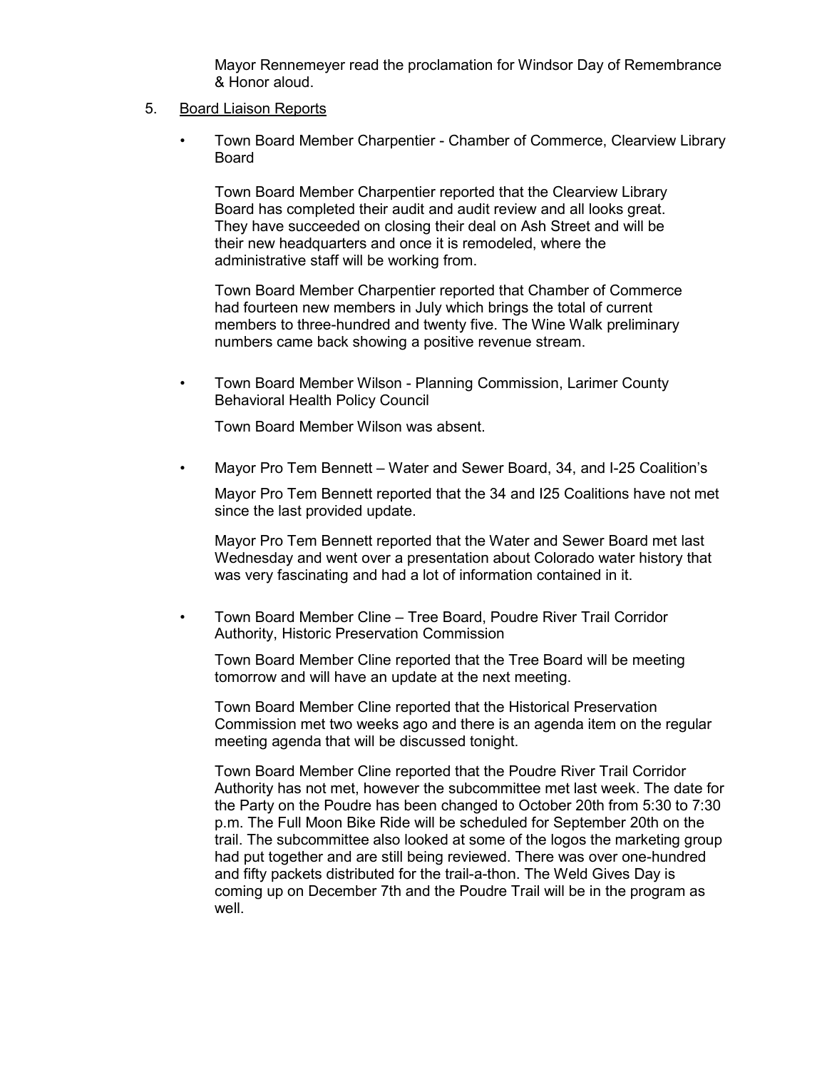Mayor Rennemeyer read the proclamation for Windsor Day of Remembrance & Honor aloud.

5. Board Liaison Reports

- Town Board Member Charpentier - Chamber of Commerce, Clearview Library Board

  Town Board Member Charpentier reported that the Clearview Library Board has completed their audit and audit review and all looks great. They have succeeded on closing their deal on Ash Street and will be their new headquarters and once it is remodeled, where the administrative staff will be working from.

  Town Board Member Charpentier reported that Chamber of Commerce had fourteen new members in July which brings the total of current members to three-hundred and twenty five. The Wine Walk preliminary numbers came back showing a positive revenue stream.

- Town Board Member Wilson - Planning Commission, Larimer County Behavioral Health Policy Council

  Town Board Member Wilson was absent.

- Mayor Pro Tem Bennett – Water and Sewer Board, 34, and I-25 Coalition's

  Mayor Pro Tem Bennett reported that the 34 and I25 Coalitions have not met since the last provided update.

  Mayor Pro Tem Bennett reported that the Water and Sewer Board met last Wednesday and went over a presentation about Colorado water history that was very fascinating and had a lot of information contained in it.

- Town Board Member Cline – Tree Board, Poudre River Trail Corridor Authority, Historic Preservation Commission

  Town Board Member Cline reported that the Tree Board will be meeting tomorrow and will have an update at the next meeting.

  Town Board Member Cline reported that the Historical Preservation Commission met two weeks ago and there is an agenda item on the regular meeting agenda that will be discussed tonight.

  Town Board Member Cline reported that the Poudre River Trail Corridor Authority has not met, however the subcommittee met last week. The date for the Party on the Poudre has been changed to October 20th from 5:30 to 7:30 p.m. The Full Moon Bike Ride will be scheduled for September 20th on the trail. The subcommittee also looked at some of the logos the marketing group had put together and are still being reviewed. There was over one-hundred and fifty packets distributed for the trail-a-thon. The Weld Gives Day is coming up on December 7th and the Poudre Trail will be in the program as well.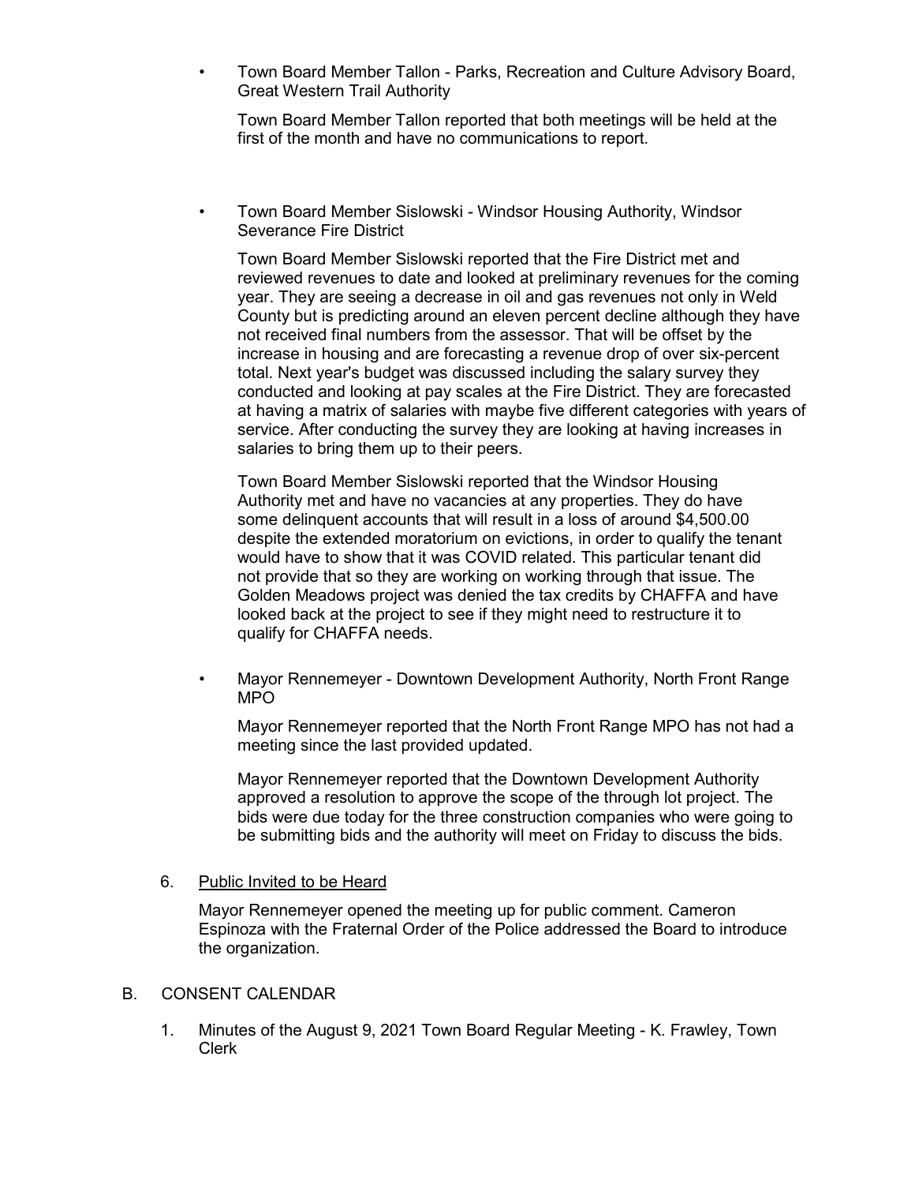- Town Board Member Tallon - Parks, Recreation and Culture Advisory Board, Great Western Trail Authority

  Town Board Member Tallon reported that both meetings will be held at the first of the month and have no communications to report.

- Town Board Member Sislowski - Windsor Housing Authority, Windsor Severance Fire District

  Town Board Member Sislowski reported that the Fire District met and reviewed revenues to date and looked at preliminary revenues for the coming year. They are seeing a decrease in oil and gas revenues not only in Weld County but is predicting around an eleven percent decline although they have not received final numbers from the assessor. That will be offset by the increase in housing and are forecasting a revenue drop of over six-percent total. Next year's budget was discussed including the salary survey they conducted and looking at pay scales at the Fire District. They are forecasted at having a matrix of salaries with maybe five different categories with years of service. After conducting the survey they are looking at having increases in salaries to bring them up to their peers.

  Town Board Member Sislowski reported that the Windsor Housing Authority met and have no vacancies at any properties. They do have some delinquent accounts that will result in a loss of around $4,500.00 despite the extended moratorium on evictions, in order to qualify the tenant would have to show that it was COVID related. This particular tenant did not provide that so they are working on working through that issue. The Golden Meadows project was denied the tax credits by CHAFFA and have looked back at the project to see if they might need to restructure it to qualify for CHAFFA needs.

- Mayor Rennemeyer - Downtown Development Authority, North Front Range MPO

  Mayor Rennemeyer reported that the North Front Range MPO has not had a meeting since the last provided updated.

  Mayor Rennemeyer reported that the Downtown Development Authority approved a resolution to approve the scope of the through lot project. The bids were due today for the three construction companies who were going to be submitting bids and the authority will meet on Friday to discuss the bids.

6. Public Invited to be Heard

   Mayor Rennemeyer opened the meeting up for public comment. Cameron Espinoza with the Fraternal Order of the Police addressed the Board to introduce the organization.

B. CONSENT CALENDAR

1. Minutes of the August 9, 2021 Town Board Regular Meeting - K. Frawley, Town Clerk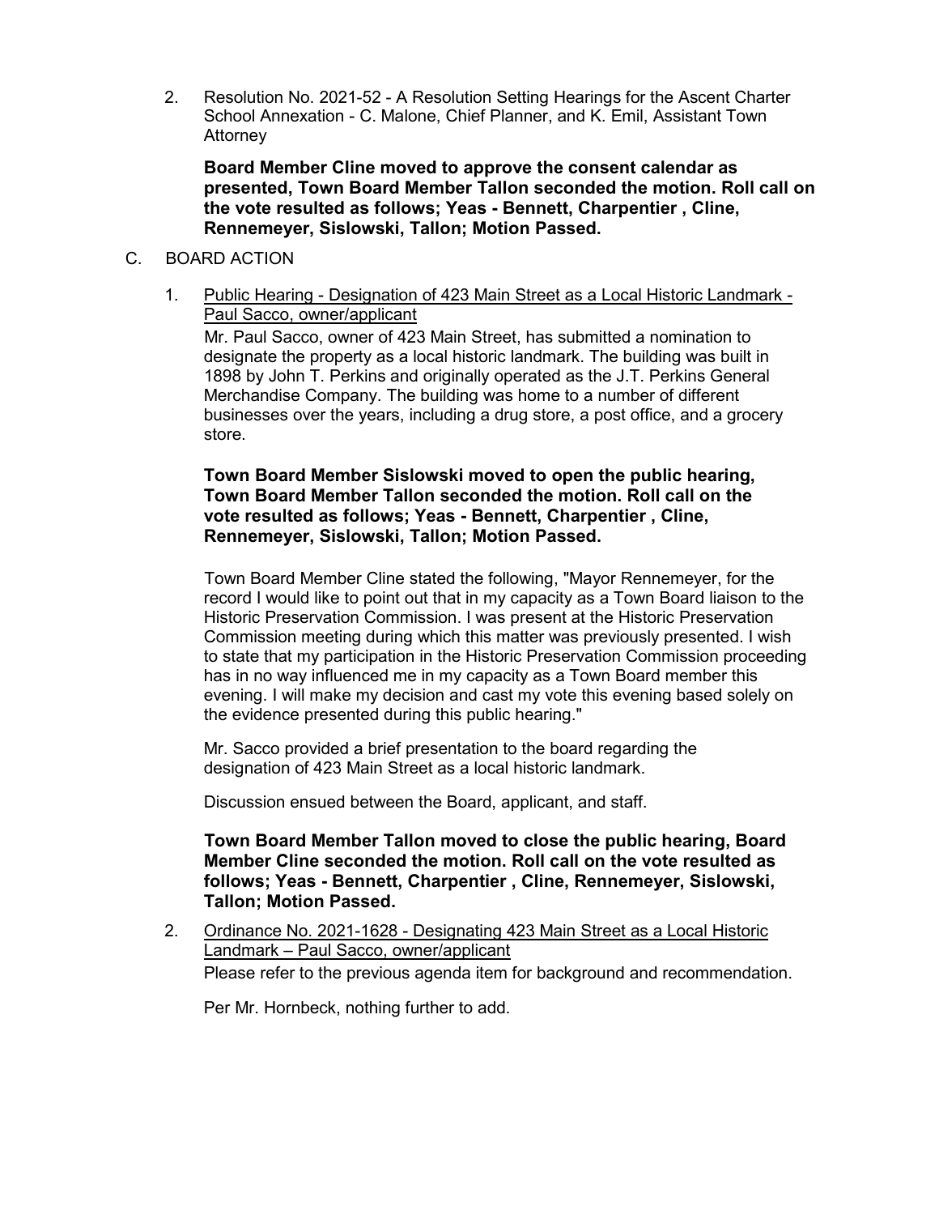2. Resolution No. 2021-52 - A Resolution Setting Hearings for the Ascent Charter School Annexation - C. Malone, Chief Planner, and K. Emil, Assistant Town Attorney

   **Board Member Cline moved to approve the consent calendar as presented, Town Board Member Tallon seconded the motion. Roll call on the vote resulted as follows; Yeas - Bennett, Charpentier , Cline, Rennemeyer, Sislowski, Tallon; Motion Passed.**

C. BOARD ACTION

1. <u>Public Hearing - Designation of 423 Main Street as a Local Historic Landmark - Paul Sacco, owner/applicant</u>

   Mr. Paul Sacco, owner of 423 Main Street, has submitted a nomination to designate the property as a local historic landmark. The building was built in 1898 by John T. Perkins and originally operated as the J.T. Perkins General Merchandise Company. The building was home to a number of different businesses over the years, including a drug store, a post office, and a grocery store.

   **Town Board Member Sislowski moved to open the public hearing, Town Board Member Tallon seconded the motion. Roll call on the vote resulted as follows; Yeas - Bennett, Charpentier , Cline, Rennemeyer, Sislowski, Tallon; Motion Passed.**

   Town Board Member Cline stated the following, "Mayor Rennemeyer, for the record I would like to point out that in my capacity as a Town Board liaison to the Historic Preservation Commission. I was present at the Historic Preservation Commission meeting during which this matter was previously presented. I wish to state that my participation in the Historic Preservation Commission proceeding has in no way influenced me in my capacity as a Town Board member this evening. I will make my decision and cast my vote this evening based solely on the evidence presented during this public hearing."

   Mr. Sacco provided a brief presentation to the board regarding the designation of 423 Main Street as a local historic landmark.

   Discussion ensued between the Board, applicant, and staff.

   **Town Board Member Tallon moved to close the public hearing, Board Member Cline seconded the motion. Roll call on the vote resulted as follows; Yeas - Bennett, Charpentier , Cline, Rennemeyer, Sislowski, Tallon; Motion Passed.**

2. <u>Ordinance No. 2021-1628 - Designating 423 Main Street as a Local Historic Landmark – Paul Sacco, owner/applicant</u>

   Please refer to the previous agenda item for background and recommendation.

   Per Mr. Hornbeck, nothing further to add.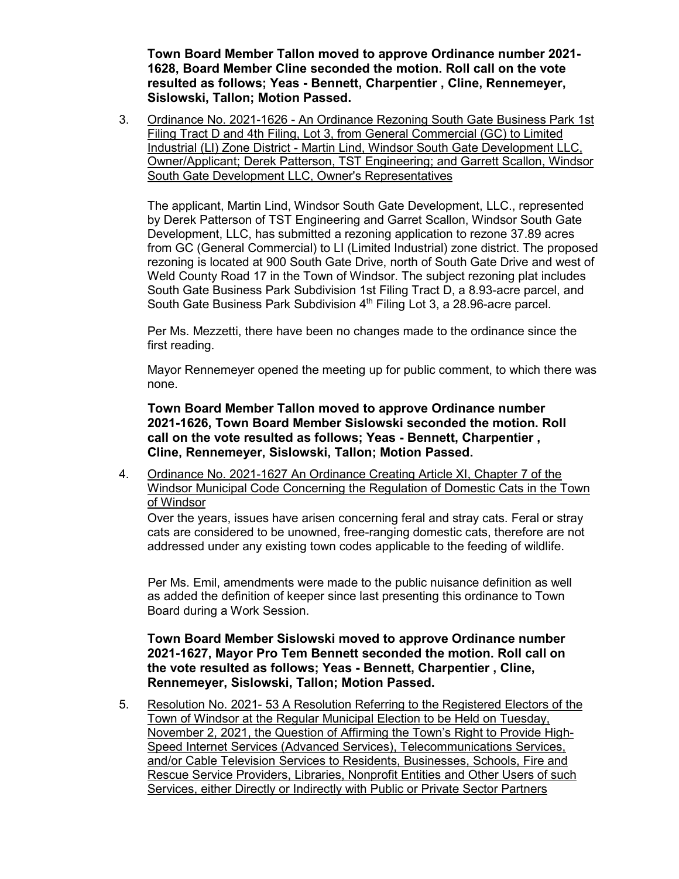**Town Board Member Tallon moved to approve Ordinance number 2021-1628, Board Member Cline seconded the motion. Roll call on the vote resulted as follows; Yeas - Bennett, Charpentier , Cline, Rennemeyer, Sislowski, Tallon; Motion Passed.**

3. Ordinance No. 2021-1626 - An Ordinance Rezoning South Gate Business Park 1st Filing Tract D and 4th Filing, Lot 3, from General Commercial (GC) to Limited Industrial (LI) Zone District - Martin Lind, Windsor South Gate Development LLC, Owner/Applicant; Derek Patterson, TST Engineering; and Garrett Scallon, Windsor South Gate Development LLC, Owner's Representatives

   The applicant, Martin Lind, Windsor South Gate Development, LLC., represented by Derek Patterson of TST Engineering and Garret Scallon, Windsor South Gate Development, LLC, has submitted a rezoning application to rezone 37.89 acres from GC (General Commercial) to LI (Limited Industrial) zone district. The proposed rezoning is located at 900 South Gate Drive, north of South Gate Drive and west of Weld County Road 17 in the Town of Windsor. The subject rezoning plat includes South Gate Business Park Subdivision 1st Filing Tract D, a 8.93-acre parcel, and South Gate Business Park Subdivision 4th Filing Lot 3, a 28.96-acre parcel.

   Per Ms. Mezzetti, there have been no changes made to the ordinance since the first reading.

   Mayor Rennemeyer opened the meeting up for public comment, to which there was none.

   **Town Board Member Tallon moved to approve Ordinance number 2021-1626, Town Board Member Sislowski seconded the motion. Roll call on the vote resulted as follows; Yeas - Bennett, Charpentier , Cline, Rennemeyer, Sislowski, Tallon; Motion Passed.**

4. Ordinance No. 2021-1627 An Ordinance Creating Article XI, Chapter 7 of the Windsor Municipal Code Concerning the Regulation of Domestic Cats in the Town of Windsor

   Over the years, issues have arisen concerning feral and stray cats. Feral or stray cats are considered to be unowned, free-ranging domestic cats, therefore are not addressed under any existing town codes applicable to the feeding of wildlife.

   Per Ms. Emil, amendments were made to the public nuisance definition as well as added the definition of keeper since last presenting this ordinance to Town Board during a Work Session.

   **Town Board Member Sislowski moved to approve Ordinance number 2021-1627, Mayor Pro Tem Bennett seconded the motion. Roll call on the vote resulted as follows; Yeas - Bennett, Charpentier , Cline, Rennemeyer, Sislowski, Tallon; Motion Passed.**

5. Resolution No. 2021- 53 A Resolution Referring to the Registered Electors of the Town of Windsor at the Regular Municipal Election to be Held on Tuesday, November 2, 2021, the Question of Affirming the Town's Right to Provide High-Speed Internet Services (Advanced Services), Telecommunications Services, and/or Cable Television Services to Residents, Businesses, Schools, Fire and Rescue Service Providers, Libraries, Nonprofit Entities and Other Users of such Services, either Directly or Indirectly with Public or Private Sector Partners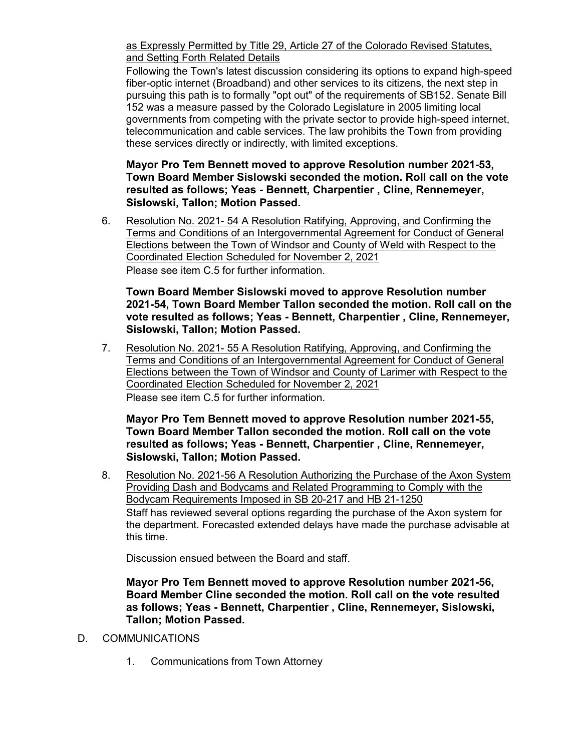as Expressly Permitted by Title 29, Article 27 of the Colorado Revised Statutes, and Setting Forth Related Details

Following the Town's latest discussion considering its options to expand high-speed fiber-optic internet (Broadband) and other services to its citizens, the next step in pursuing this path is to formally "opt out" of the requirements of SB152. Senate Bill 152 was a measure passed by the Colorado Legislature in 2005 limiting local governments from competing with the private sector to provide high-speed internet, telecommunication and cable services. The law prohibits the Town from providing these services directly or indirectly, with limited exceptions.

**Mayor Pro Tem Bennett moved to approve Resolution number 2021-53, Town Board Member Sislowski seconded the motion. Roll call on the vote resulted as follows; Yeas - Bennett, Charpentier , Cline, Rennemeyer, Sislowski, Tallon; Motion Passed.**

6. Resolution No. 2021- 54 A Resolution Ratifying, Approving, and Confirming the Terms and Conditions of an Intergovernmental Agreement for Conduct of General Elections between the Town of Windsor and County of Weld with Respect to the Coordinated Election Scheduled for November 2, 2021

   Please see item C.5 for further information.

   **Town Board Member Sislowski moved to approve Resolution number 2021-54, Town Board Member Tallon seconded the motion. Roll call on the vote resulted as follows; Yeas - Bennett, Charpentier , Cline, Rennemeyer, Sislowski, Tallon; Motion Passed.**

7. Resolution No. 2021- 55 A Resolution Ratifying, Approving, and Confirming the Terms and Conditions of an Intergovernmental Agreement for Conduct of General Elections between the Town of Windsor and County of Larimer with Respect to the Coordinated Election Scheduled for November 2, 2021

   Please see item C.5 for further information.

   **Mayor Pro Tem Bennett moved to approve Resolution number 2021-55, Town Board Member Tallon seconded the motion. Roll call on the vote resulted as follows; Yeas - Bennett, Charpentier , Cline, Rennemeyer, Sislowski, Tallon; Motion Passed.**

8. Resolution No. 2021-56 A Resolution Authorizing the Purchase of the Axon System Providing Dash and Bodycams and Related Programming to Comply with the Bodycam Requirements Imposed in SB 20-217 and HB 21-1250

   Staff has reviewed several options regarding the purchase of the Axon system for the department. Forecasted extended delays have made the purchase advisable at this time.

   Discussion ensued between the Board and staff.

   **Mayor Pro Tem Bennett moved to approve Resolution number 2021-56, Board Member Cline seconded the motion. Roll call on the vote resulted as follows; Yeas - Bennett, Charpentier , Cline, Rennemeyer, Sislowski, Tallon; Motion Passed.**

D. COMMUNICATIONS

   1. Communications from Town Attorney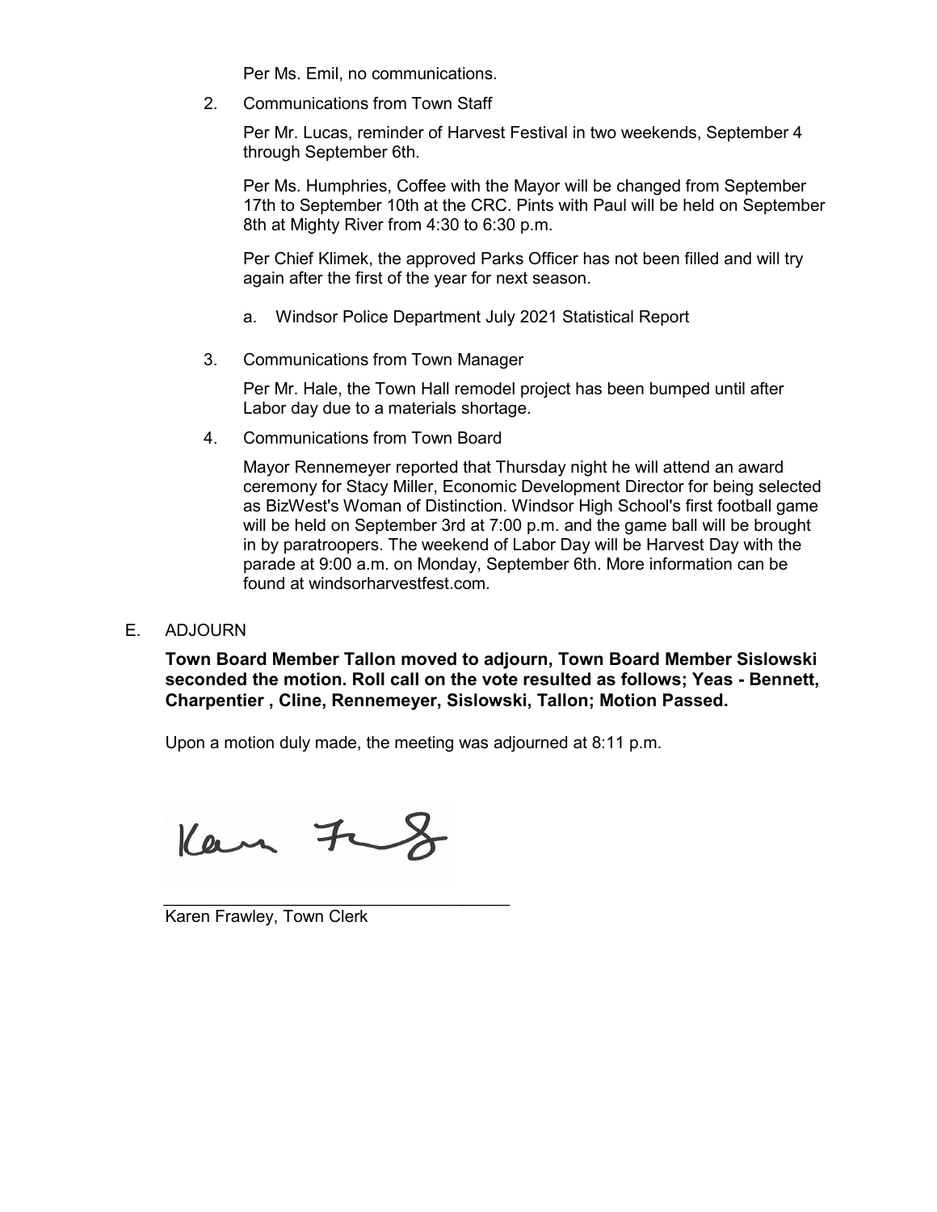Per Ms. Emil, no communications.

2. Communications from Town Staff

   Per Mr. Lucas, reminder of Harvest Festival in two weekends, September 4 through September 6th.

   Per Ms. Humphries, Coffee with the Mayor will be changed from September 17th to September 10th at the CRC. Pints with Paul will be held on September 8th at Mighty River from 4:30 to 6:30 p.m.

   Per Chief Klimek, the approved Parks Officer has not been filled and will try again after the first of the year for next season.

   a. Windsor Police Department July 2021 Statistical Report

3. Communications from Town Manager

   Per Mr. Hale, the Town Hall remodel project has been bumped until after Labor day due to a materials shortage.

4. Communications from Town Board

   Mayor Rennemeyer reported that Thursday night he will attend an award ceremony for Stacy Miller, Economic Development Director for being selected as BizWest's Woman of Distinction. Windsor High School's first football game will be held on September 3rd at 7:00 p.m. and the game ball will be brought in by paratroopers. The weekend of Labor Day will be Harvest Day with the parade at 9:00 a.m. on Monday, September 6th. More information can be found at windsorharvestfest.com.

E. ADJOURN

**Town Board Member Tallon moved to adjourn, Town Board Member Sislowski seconded the motion. Roll call on the vote resulted as follows; Yeas - Bennett, Charpentier , Cline, Rennemeyer, Sislowski, Tallon; Motion Passed.**

Upon a motion duly made, the meeting was adjourned at 8:11 p.m.

\_\_\_\_\_\_\_\_\_\_\_\_\_\_\_\_\_\_\_\_\_\_\_\_\_\_\_\_\_\_\_\_\_\_\_\_

Karen Frawley, Town Clerk